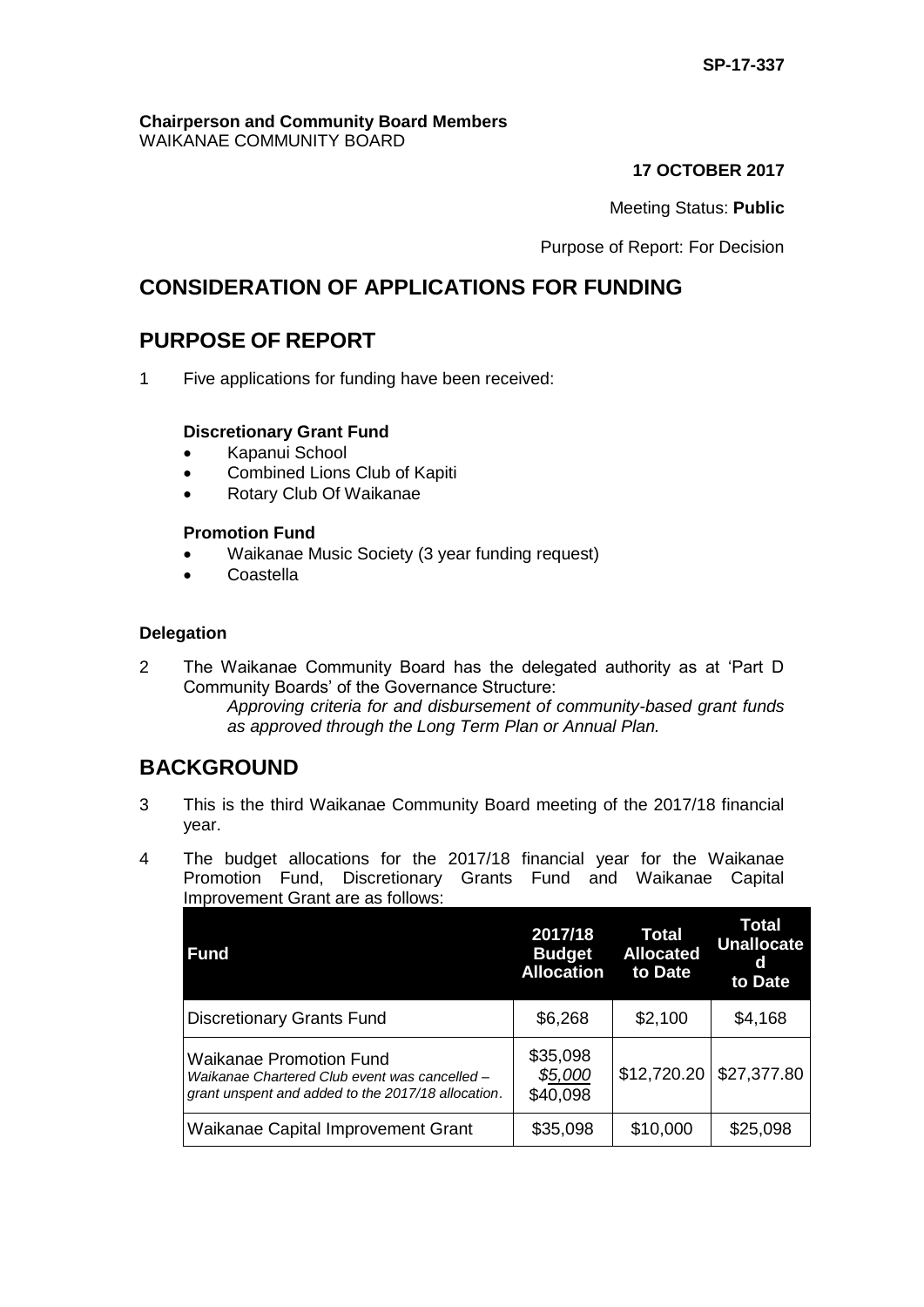**SP-17-337**

**Chairperson and Community Board Members**
WAIKANAE COMMUNITY BOARD

**17 OCTOBER 2017**

Meeting Status: **Public**

Purpose of Report: For Decision

# CONSIDERATION OF APPLICATIONS FOR FUNDING

## PURPOSE OF REPORT

1 Five applications for funding have been received:

**Discretionary Grant Fund**

- Kapanui School
- Combined Lions Club of Kapiti
- Rotary Club Of Waikanae

**Promotion Fund**

- Waikanae Music Society (3 year funding request)
- Coastella

### Delegation

2 The Waikanae Community Board has the delegated authority as at 'Part D Community Boards' of the Governance Structure:

*Approving criteria for and disbursement of community-based grant funds as approved through the Long Term Plan or Annual Plan.*

## BACKGROUND

3 This is the third Waikanae Community Board meeting of the 2017/18 financial year.

4 The budget allocations for the 2017/18 financial year for the Waikanae Promotion Fund, Discretionary Grants Fund and Waikanae Capital Improvement Grant are as follows:

| Fund | 2017/18 Budget Allocation | Total Allocated to Date | Total Unallocated to Date |
|---|---|---|---|
| Discretionary Grants Fund | \$6,268 | \$2,100 | \$4,168 |
| Waikanae Promotion Fund<br>*Waikanae Chartered Club event was cancelled – grant unspent and added to the 2017/18 allocation.* | \$35,098<br>*\$5,000*<br>\$40,098 | \$12,720.20 | \$27,377.80 |
| Waikanae Capital Improvement Grant | \$35,098 | \$10,000 | \$25,098 |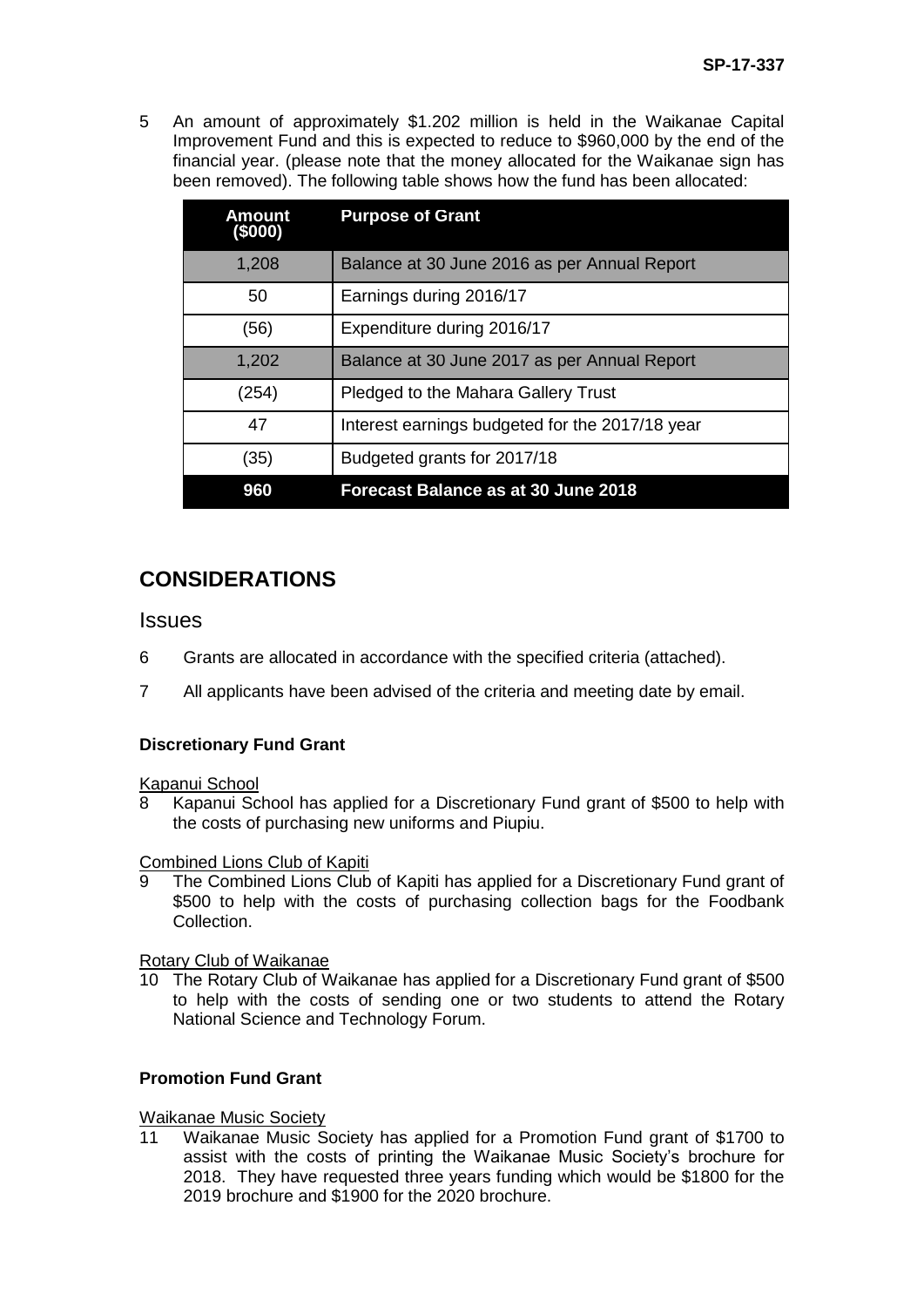5 An amount of approximately \$1.202 million is held in the Waikanae Capital Improvement Fund and this is expected to reduce to \$960,000 by the end of the financial year. (please note that the money allocated for the Waikanae sign has been removed). The following table shows how the fund has been allocated:

| Amount (\$000) | Purpose of Grant |
|---|---|
| 1,208 | Balance at 30 June 2016 as per Annual Report |
| 50 | Earnings during 2016/17 |
| (56) | Expenditure during 2016/17 |
| 1,202 | Balance at 30 June 2017 as per Annual Report |
| (254) | Pledged to the Mahara Gallery Trust |
| 47 | Interest earnings budgeted for the 2017/18 year |
| (35) | Budgeted grants for 2017/18 |
| **960** | **Forecast Balance as at 30 June 2018** |

# CONSIDERATIONS

## Issues

6 Grants are allocated in accordance with the specified criteria (attached).

7 All applicants have been advised of the criteria and meeting date by email.

### Discretionary Fund Grant

Kapanui School

8 Kapanui School has applied for a Discretionary Fund grant of \$500 to help with the costs of purchasing new uniforms and Piupiu.

Combined Lions Club of Kapiti

9 The Combined Lions Club of Kapiti has applied for a Discretionary Fund grant of \$500 to help with the costs of purchasing collection bags for the Foodbank Collection.

Rotary Club of Waikanae

10 The Rotary Club of Waikanae has applied for a Discretionary Fund grant of \$500 to help with the costs of sending one or two students to attend the Rotary National Science and Technology Forum.

### Promotion Fund Grant

Waikanae Music Society

11 Waikanae Music Society has applied for a Promotion Fund grant of \$1700 to assist with the costs of printing the Waikanae Music Society's brochure for 2018. They have requested three years funding which would be \$1800 for the 2019 brochure and \$1900 for the 2020 brochure.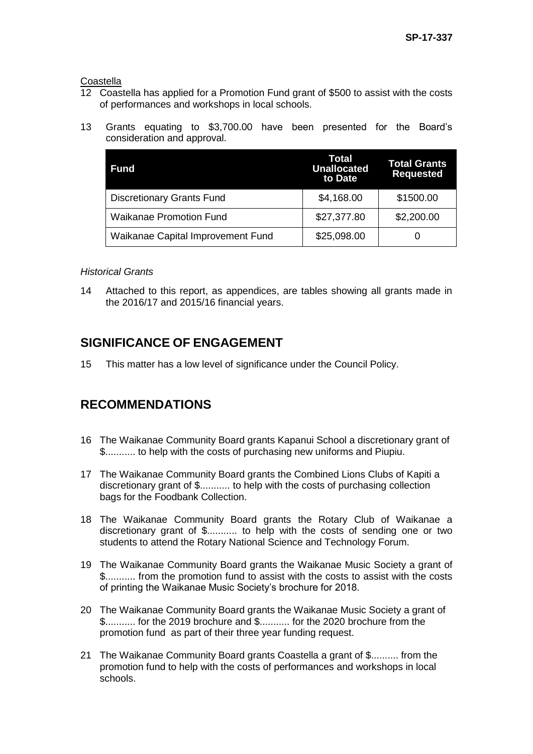Coastella

12 Coastella has applied for a Promotion Fund grant of $500 to assist with the costs of performances and workshops in local schools.

13 Grants equating to $3,700.00 have been presented for the Board's consideration and approval.

| Fund | Total Unallocated to Date | Total Grants Requested |
|---|---|---|
| Discretionary Grants Fund | $4,168.00 | $1500.00 |
| Waikanae Promotion Fund | $27,377.80 | $2,200.00 |
| Waikanae Capital Improvement Fund | $25,098.00 | 0 |

*Historical Grants*

14 Attached to this report, as appendices, are tables showing all grants made in the 2016/17 and 2015/16 financial years.

## SIGNIFICANCE OF ENGAGEMENT

15 This matter has a low level of significance under the Council Policy.

## RECOMMENDATIONS

16 The Waikanae Community Board grants Kapanui School a discretionary grant of $........... to help with the costs of purchasing new uniforms and Piupiu.

17 The Waikanae Community Board grants the Combined Lions Clubs of Kapiti a discretionary grant of $........... to help with the costs of purchasing collection bags for the Foodbank Collection.

18 The Waikanae Community Board grants the Rotary Club of Waikanae a discretionary grant of $........... to help with the costs of sending one or two students to attend the Rotary National Science and Technology Forum.

19 The Waikanae Community Board grants the Waikanae Music Society a grant of $........... from the promotion fund to assist with the costs to assist with the costs of printing the Waikanae Music Society's brochure for 2018.

20 The Waikanae Community Board grants the Waikanae Music Society a grant of $........... for the 2019 brochure and $........... for the 2020 brochure from the promotion fund as part of their three year funding request.

21 The Waikanae Community Board grants Coastella a grant of $.......... from the promotion fund to help with the costs of performances and workshops in local schools.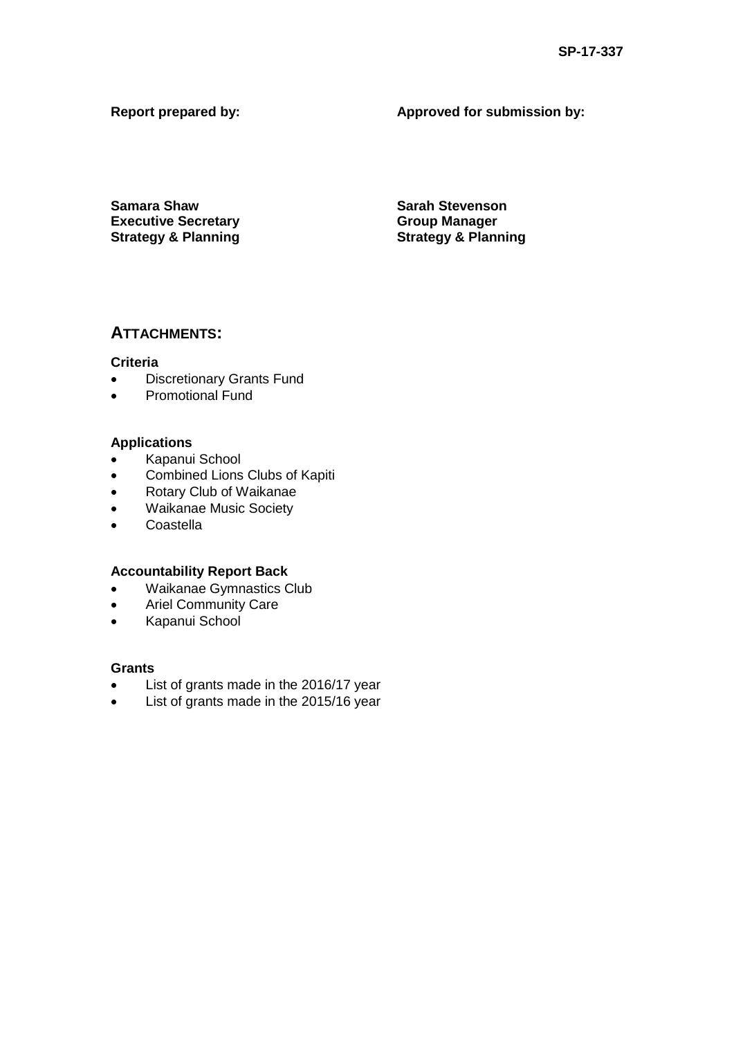**SP-17-337**

| **Report prepared by:** | **Approved for submission by:** |
|---|---|
| **Samara Shaw**<br>**Executive Secretary**<br>**Strategy & Planning** | **Sarah Stevenson**<br>**Group Manager**<br>**Strategy & Planning** |

## ATTACHMENTS:

**Criteria**

- Discretionary Grants Fund
- Promotional Fund

**Applications**

- Kapanui School
- Combined Lions Clubs of Kapiti
- Rotary Club of Waikanae
- Waikanae Music Society
- Coastella

**Accountability Report Back**

- Waikanae Gymnastics Club
- Ariel Community Care
- Kapanui School

**Grants**

- List of grants made in the 2016/17 year
- List of grants made in the 2015/16 year